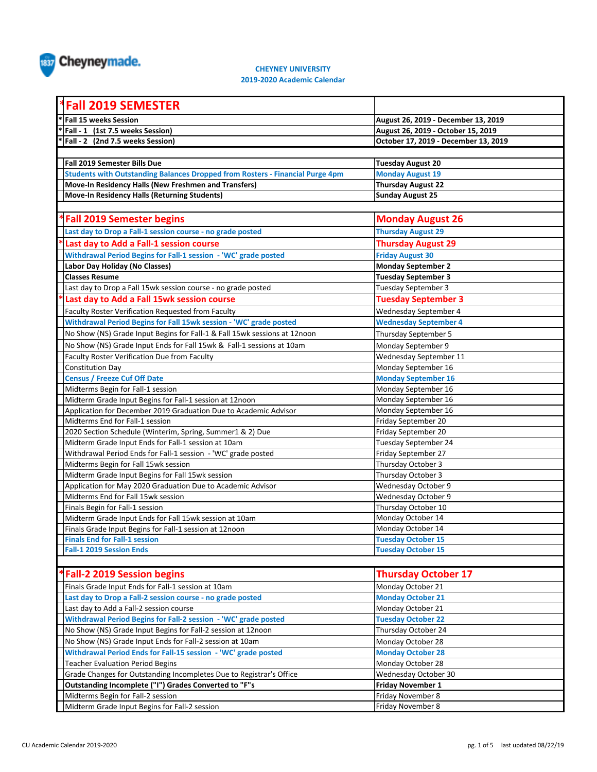Cheyneymade.

**CHEYNEY UNIVERSITY**
**2019-2020 Academic Calendar**

| *Fall 2019 SEMESTER | |
|---|---|
| * **Fall 15 weeks Session** | **August 26, 2019 - December 13, 2019** |
| * **Fall - 1 (1st 7.5 weeks Session)** | **August 26, 2019 - October 15, 2019** |
| * **Fall - 2 (2nd 7.5 weeks Session)** | **October 17, 2019 - December 13, 2019** |
| | |
| **Fall 2019 Semester Bills Due** | **Tuesday August 20** |
| **Students with Outstanding Balances Dropped from Rosters - Financial Purge 4pm** | **Monday August 19** |
| **Move-In Residency Halls (New Freshmen and Transfers)** | **Thursday August 22** |
| **Move-In Residency Halls (Returning Students)** | **Sunday August 25** |
| | |
| ***Fall 2019 Semester begins** | **Monday August 26** |
| **Last day to Drop a Fall-1 session course - no grade posted** | **Thursday August 29** |
| ***Last day to Add a Fall-1 session course** | **Thursday August 29** |
| **Withdrawal Period Begins for Fall-1 session - 'WC' grade posted** | **Friday August 30** |
| **Labor Day Holiday (No Classes)** | **Monday September 2** |
| **Classes Resume** | **Tuesday September 3** |
| Last day to Drop a Fall 15wk session course - no grade posted | Tuesday September 3 |
| ***Last day to Add a Fall 15wk session course** | **Tuesday September 3** |
| Faculty Roster Verification Requested from Faculty | Wednesday September 4 |
| **Withdrawal Period Begins for Fall 15wk session - 'WC' grade posted** | **Wednesday September 4** |
| No Show (NS) Grade Input Begins for Fall-1 & Fall 15wk sessions at 12noon | Thursday September 5 |
| No Show (NS) Grade Input Ends for Fall 15wk & Fall-1 sessions at 10am | Monday September 9 |
| Faculty Roster Verification Due from Faculty | Wednesday September 11 |
| Constitution Day | Monday September 16 |
| **Census / Freeze Cuf Off Date** | **Monday September 16** |
| Midterms Begin for Fall-1 session | Monday September 16 |
| Midterm Grade Input Begins for Fall-1 session at 12noon | Monday September 16 |
| Application for December 2019 Graduation Due to Academic Advisor | Monday September 16 |
| Midterms End for Fall-1 session | Friday September 20 |
| 2020 Section Schedule (Winterim, Spring, Summer1 & 2) Due | Friday September 20 |
| Midterm Grade Input Ends for Fall-1 session at 10am | Tuesday September 24 |
| Withdrawal Period Ends for Fall-1 session - 'WC' grade posted | Friday September 27 |
| Midterms Begin for Fall 15wk session | Thursday October 3 |
| Midterm Grade Input Begins for Fall 15wk session | Thursday October 3 |
| Application for May 2020 Graduation Due to Academic Advisor | Wednesday October 9 |
| Midterms End for Fall 15wk session | Wednesday October 9 |
| Finals Begin for Fall-1 session | Thursday October 10 |
| Midterm Grade Input Ends for Fall 15wk session at 10am | Monday October 14 |
| Finals Grade Input Begins for Fall-1 session at 12noon | Monday October 14 |
| **Finals End for Fall-1 session** | **Tuesday October 15** |
| **Fall-1 2019 Session Ends** | **Tuesday October 15** |
| | |
| ***Fall-2 2019 Session begins** | **Thursday October 17** |
| Finals Grade Input Ends for Fall-1 session at 10am | Monday October 21 |
| **Last day to Drop a Fall-2 session course - no grade posted** | **Monday October 21** |
| Last day to Add a Fall-2 session course | Monday October 21 |
| **Withdrawal Period Begins for Fall-2 session - 'WC' grade posted** | **Tuesday October 22** |
| No Show (NS) Grade Input Begins for Fall-2 session at 12noon | Thursday October 24 |
| No Show (NS) Grade Input Ends for Fall-2 session at 10am | Monday October 28 |
| **Withdrawal Period Ends for Fall-15 session - 'WC' grade posted** | **Monday October 28** |
| Teacher Evaluation Period Begins | Monday October 28 |
| Grade Changes for Outstanding Incompletes Due to Registrar's Office | Wednesday October 30 |
| **Outstanding Incomplete ("I") Grades Converted to "F"s** | **Friday November 1** |
| Midterms Begin for Fall-2 session | Friday November 8 |
| Midterm Grade Input Begins for Fall-2 session | Friday November 8 |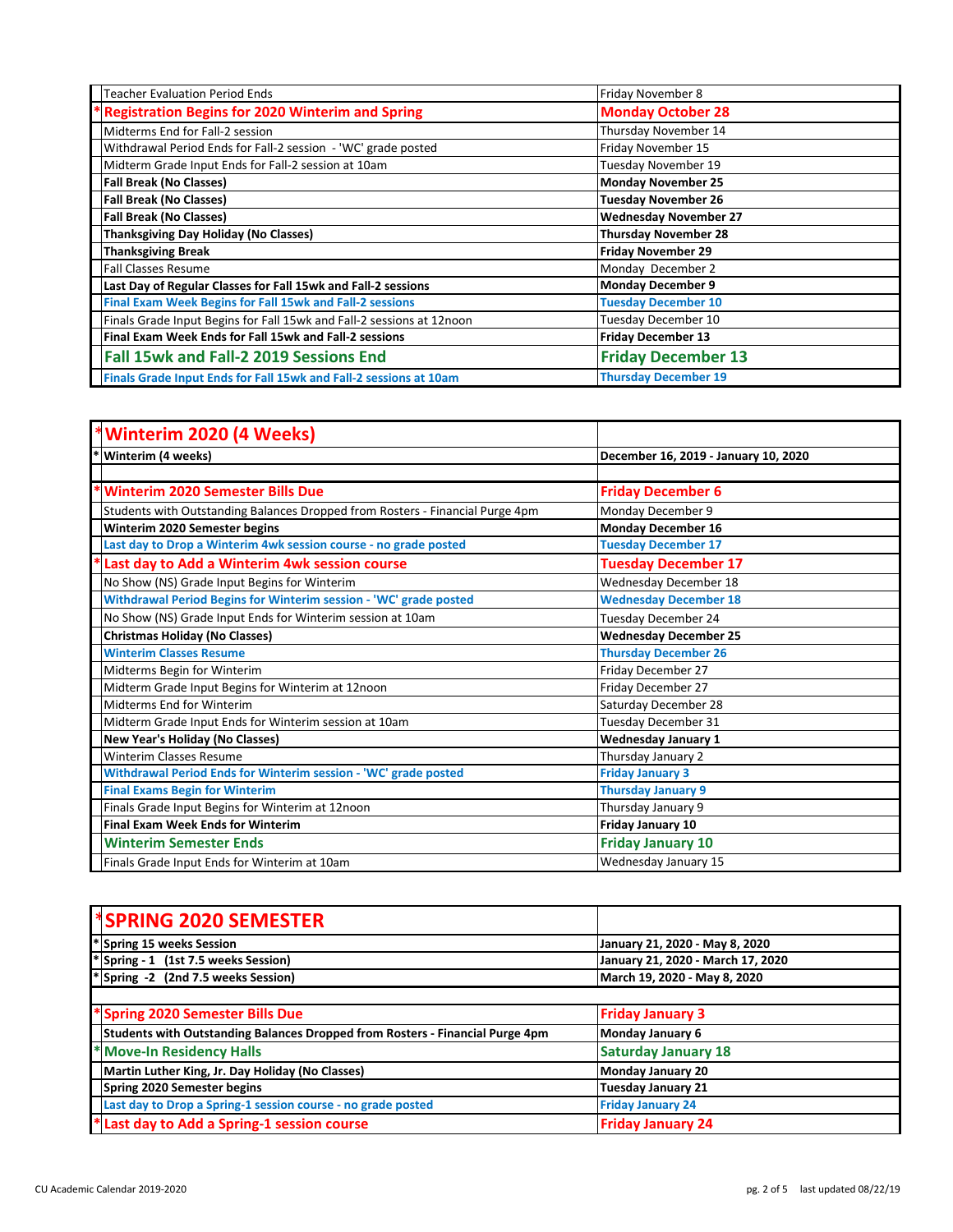| Event | Date |
|---|---|
| Teacher Evaluation Period Ends | Friday November 8 |
| * **Registration Begins for 2020 Winterim and Spring** | **Monday October 28** |
| Midterms End for Fall-2 session | Thursday November 14 |
| Withdrawal Period Ends for Fall-2 session - 'WC' grade posted | Friday November 15 |
| Midterm Grade Input Ends for Fall-2 session at 10am | Tuesday November 19 |
| **Fall Break (No Classes)** | **Monday November 25** |
| **Fall Break (No Classes)** | **Tuesday November 26** |
| **Fall Break (No Classes)** | **Wednesday November 27** |
| **Thanksgiving Day Holiday (No Classes)** | **Thursday November 28** |
| **Thanksgiving Break** | **Friday November 29** |
| Fall Classes Resume | Monday December 2 |
| **Last Day of Regular Classes for Fall 15wk and Fall-2 sessions** | **Monday December 9** |
| **Final Exam Week Begins for Fall 15wk and Fall-2 sessions** | **Tuesday December 10** |
| Finals Grade Input Begins for Fall 15wk and Fall-2 sessions at 12noon | Tuesday December 10 |
| **Final Exam Week Ends for Fall 15wk and Fall-2 sessions** | **Friday December 13** |
| **Fall 15wk and Fall-2 2019 Sessions End** | **Friday December 13** |
| **Finals Grade Input Ends for Fall 15wk and Fall-2 sessions at 10am** | **Thursday December 19** |

| * **Winterim 2020 (4 Weeks)** | |
|---|---|
| * **Winterim (4 weeks)** | **December 16, 2019 - January 10, 2020** |
| | |
| * **Winterim 2020 Semester Bills Due** | **Friday December 6** |
| Students with Outstanding Balances Dropped from Rosters - Financial Purge 4pm | Monday December 9 |
| **Winterim 2020 Semester begins** | **Monday December 16** |
| **Last day to Drop a Winterim 4wk session course - no grade posted** | **Tuesday December 17** |
| * **Last day to Add a Winterim 4wk session course** | **Tuesday December 17** |
| No Show (NS) Grade Input Begins for Winterim | Wednesday December 18 |
| **Withdrawal Period Begins for Winterim session - 'WC' grade posted** | **Wednesday December 18** |
| No Show (NS) Grade Input Ends for Winterim session at 10am | Tuesday December 24 |
| **Christmas Holiday (No Classes)** | **Wednesday December 25** |
| **Winterim Classes Resume** | **Thursday December 26** |
| Midterms Begin for Winterim | Friday December 27 |
| Midterm Grade Input Begins for Winterim at 12noon | Friday December 27 |
| Midterms End for Winterim | Saturday December 28 |
| Midterm Grade Input Ends for Winterim session at 10am | Tuesday December 31 |
| **New Year's Holiday (No Classes)** | **Wednesday January 1** |
| Winterim Classes Resume | Thursday January 2 |
| **Withdrawal Period Ends for Winterim session - 'WC' grade posted** | **Friday January 3** |
| **Final Exams Begin for Winterim** | **Thursday January 9** |
| Finals Grade Input Begins for Winterim at 12noon | Thursday January 9 |
| **Final Exam Week Ends for Winterim** | **Friday January 10** |
| **Winterim Semester Ends** | **Friday January 10** |
| Finals Grade Input Ends for Winterim at 10am | Wednesday January 15 |

| * **SPRING 2020 SEMESTER** | |
|---|---|
| * **Spring 15 weeks Session** | **January 21, 2020 - May 8, 2020** |
| * **Spring - 1 (1st 7.5 weeks Session)** | **January 21, 2020 - March 17, 2020** |
| * **Spring -2 (2nd 7.5 weeks Session)** | **March 19, 2020 - May 8, 2020** |
| | |
| * **Spring 2020 Semester Bills Due** | **Friday January 3** |
| **Students with Outstanding Balances Dropped from Rosters - Financial Purge 4pm** | **Monday January 6** |
| * **Move-In Residency Halls** | **Saturday January 18** |
| **Martin Luther King, Jr. Day Holiday (No Classes)** | **Monday January 20** |
| **Spring 2020 Semester begins** | **Tuesday January 21** |
| **Last day to Drop a Spring-1 session course - no grade posted** | **Friday January 24** |
| * **Last day to Add a Spring-1 session course** | **Friday January 24** |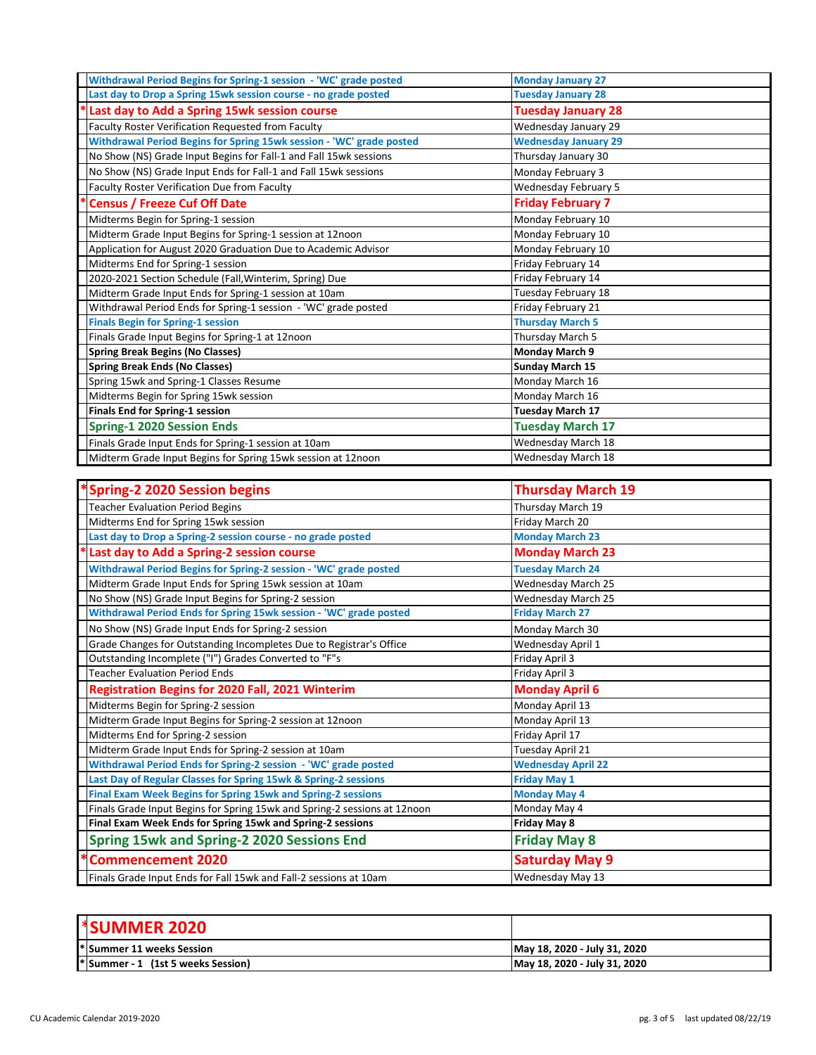| Event | Date |
|---|---|
| **Withdrawal Period Begins for Spring-1 session - 'WC' grade posted** | **Monday January 27** |
| **Last day to Drop a Spring 15wk session course - no grade posted** | **Tuesday January 28** |
| * **Last day to Add a Spring 15wk session course** | **Tuesday January 28** |
| Faculty Roster Verification Requested from Faculty | Wednesday January 29 |
| **Withdrawal Period Begins for Spring 15wk session - 'WC' grade posted** | **Wednesday January 29** |
| No Show (NS) Grade Input Begins for Fall-1 and Fall 15wk sessions | Thursday January 30 |
| No Show (NS) Grade Input Ends for Fall-1 and Fall 15wk sessions | Monday February 3 |
| Faculty Roster Verification Due from Faculty | Wednesday February 5 |
| * **Census / Freeze Cuf Off Date** | **Friday February 7** |
| Midterms Begin for Spring-1 session | Monday February 10 |
| Midterm Grade Input Begins for Spring-1 session at 12noon | Monday February 10 |
| Application for August 2020 Graduation Due to Academic Advisor | Monday February 10 |
| Midterms End for Spring-1 session | Friday February 14 |
| 2020-2021 Section Schedule (Fall,Winterim, Spring) Due | Friday February 14 |
| Midterm Grade Input Ends for Spring-1 session at 10am | Tuesday February 18 |
| Withdrawal Period Ends for Spring-1 session - 'WC' grade posted | Friday February 21 |
| **Finals Begin for Spring-1 session** | **Thursday March 5** |
| Finals Grade Input Begins for Spring-1 at 12noon | Thursday March 5 |
| **Spring Break Begins (No Classes)** | **Monday March 9** |
| **Spring Break Ends (No Classes)** | **Sunday March 15** |
| Spring 15wk and Spring-1 Classes Resume | Monday March 16 |
| Midterms Begin for Spring 15wk session | Monday March 16 |
| **Finals End for Spring-1 session** | **Tuesday March 17** |
| **Spring-1 2020 Session Ends** | **Tuesday March 17** |
| Finals Grade Input Ends for Spring-1 session at 10am | Wednesday March 18 |
| Midterm Grade Input Begins for Spring 15wk session at 12noon | Wednesday March 18 |

| Event | Date |
|---|---|
| * **Spring-2 2020 Session begins** | **Thursday March 19** |
| Teacher Evaluation Period Begins | Thursday March 19 |
| Midterms End for Spring 15wk session | Friday March 20 |
| **Last day to Drop a Spring-2 session course - no grade posted** | **Monday March 23** |
| * **Last day to Add a Spring-2 session course** | **Monday March 23** |
| **Withdrawal Period Begins for Spring-2 session - 'WC' grade posted** | **Tuesday March 24** |
| Midterm Grade Input Ends for Spring 15wk session at 10am | Wednesday March 25 |
| No Show (NS) Grade Input Begins for Spring-2 session | Wednesday March 25 |
| **Withdrawal Period Ends for Spring 15wk session - 'WC' grade posted** | **Friday March 27** |
| No Show (NS) Grade Input Ends for Spring-2 session | Monday March 30 |
| Grade Changes for Outstanding Incompletes Due to Registrar's Office | Wednesday April 1 |
| Outstanding Incomplete ("I") Grades Converted to "F"s | Friday April 3 |
| Teacher Evaluation Period Ends | Friday April 3 |
| **Registration Begins for 2020 Fall, 2021 Winterim** | **Monday April 6** |
| Midterms Begin for Spring-2 session | Monday April 13 |
| Midterm Grade Input Begins for Spring-2 session at 12noon | Monday April 13 |
| Midterms End for Spring-2 session | Friday April 17 |
| Midterm Grade Input Ends for Spring-2 session at 10am | Tuesday April 21 |
| **Withdrawal Period Ends for Spring-2 session - 'WC' grade posted** | **Wednesday April 22** |
| **Last Day of Regular Classes for Spring 15wk & Spring-2 sessions** | **Friday May 1** |
| **Final Exam Week Begins for Spring 15wk and Spring-2 sessions** | **Monday May 4** |
| Finals Grade Input Begins for Spring 15wk and Spring-2 sessions at 12noon | Monday May 4 |
| **Final Exam Week Ends for Spring 15wk and Spring-2 sessions** | **Friday May 8** |
| **Spring 15wk and Spring-2 2020 Sessions End** | **Friday May 8** |
| * **Commencement 2020** | **Saturday May 9** |
| Finals Grade Input Ends for Fall 15wk and Fall-2 sessions at 10am | Wednesday May 13 |

| * **SUMMER 2020** | |
|---|---|
| * **Summer 11 weeks Session** | **May 18, 2020 - July 31, 2020** |
| * **Summer - 1 (1st 5 weeks Session)** | **May 18, 2020 - July 31, 2020** |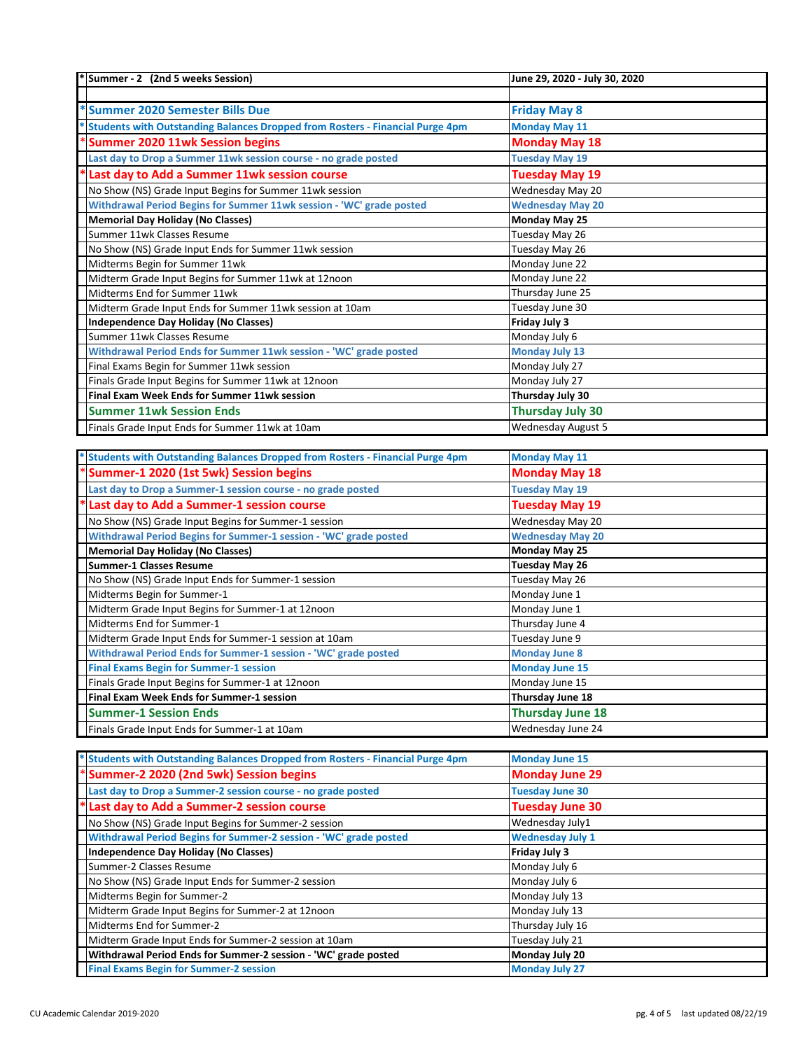| * | Summer - 2 (2nd 5 weeks Session) | June 29, 2020 - July 30, 2020 |
|---|---|---|
| | | |
| * | **Summer 2020 Semester Bills Due** | **Friday May 8** |
| * | **Students with Outstanding Balances Dropped from Rosters - Financial Purge 4pm** | **Monday May 11** |
| * | **Summer 2020 11wk Session begins** | **Monday May 18** |
| | **Last day to Drop a Summer 11wk session course - no grade posted** | **Tuesday May 19** |
| * | **Last day to Add a Summer 11wk session course** | **Tuesday May 19** |
| | No Show (NS) Grade Input Begins for Summer 11wk session | Wednesday May 20 |
| | **Withdrawal Period Begins for Summer 11wk session - 'WC' grade posted** | **Wednesday May 20** |
| | **Memorial Day Holiday (No Classes)** | **Monday May 25** |
| | Summer 11wk Classes Resume | Tuesday May 26 |
| | No Show (NS) Grade Input Ends for Summer 11wk session | Tuesday May 26 |
| | Midterms Begin for Summer 11wk | Monday June 22 |
| | Midterm Grade Input Begins for Summer 11wk at 12noon | Monday June 22 |
| | Midterms End for Summer 11wk | Thursday June 25 |
| | Midterm Grade Input Ends for Summer 11wk session at 10am | Tuesday June 30 |
| | **Independence Day Holiday (No Classes)** | **Friday July 3** |
| | Summer 11wk Classes Resume | Monday July 6 |
| | **Withdrawal Period Ends for Summer 11wk session - 'WC' grade posted** | **Monday July 13** |
| | Final Exams Begin for Summer 11wk session | Monday July 27 |
| | Finals Grade Input Begins for Summer 11wk at 12noon | Monday July 27 |
| | **Final Exam Week Ends for Summer 11wk session** | **Thursday July 30** |
| | **Summer 11wk Session Ends** | **Thursday July 30** |
| | Finals Grade Input Ends for Summer 11wk at 10am | Wednesday August 5 |

| * | Event | Date |
|---|---|---|
| * | **Students with Outstanding Balances Dropped from Rosters - Financial Purge 4pm** | **Monday May 11** |
| * | **Summer-1 2020 (1st 5wk) Session begins** | **Monday May 18** |
| | **Last day to Drop a Summer-1 session course - no grade posted** | **Tuesday May 19** |
| * | **Last day to Add a Summer-1 session course** | **Tuesday May 19** |
| | No Show (NS) Grade Input Begins for Summer-1 session | Wednesday May 20 |
| | **Withdrawal Period Begins for Summer-1 session - 'WC' grade posted** | **Wednesday May 20** |
| | **Memorial Day Holiday (No Classes)** | **Monday May 25** |
| | **Summer-1 Classes Resume** | **Tuesday May 26** |
| | No Show (NS) Grade Input Ends for Summer-1 session | Tuesday May 26 |
| | Midterms Begin for Summer-1 | Monday June 1 |
| | Midterm Grade Input Begins for Summer-1 at 12noon | Monday June 1 |
| | Midterms End for Summer-1 | Thursday June 4 |
| | Midterm Grade Input Ends for Summer-1 session at 10am | Tuesday June 9 |
| | **Withdrawal Period Ends for Summer-1 session - 'WC' grade posted** | **Monday June 8** |
| | **Final Exams Begin for Summer-1 session** | **Monday June 15** |
| | Finals Grade Input Begins for Summer-1 at 12noon | Monday June 15 |
| | **Final Exam Week Ends for Summer-1 session** | **Thursday June 18** |
| | **Summer-1 Session Ends** | **Thursday June 18** |
| | Finals Grade Input Ends for Summer-1 at 10am | Wednesday June 24 |

| * | Event | Date |
|---|---|---|
| * | **Students with Outstanding Balances Dropped from Rosters - Financial Purge 4pm** | **Monday June 15** |
| * | **Summer-2 2020 (2nd 5wk) Session begins** | **Monday June 29** |
| | **Last day to Drop a Summer-2 session course - no grade posted** | **Tuesday June 30** |
| * | **Last day to Add a Summer-2 session course** | **Tuesday June 30** |
| | No Show (NS) Grade Input Begins for Summer-2 session | Wednesday July1 |
| | **Withdrawal Period Begins for Summer-2 session - 'WC' grade posted** | **Wednesday July 1** |
| | **Independence Day Holiday (No Classes)** | **Friday July 3** |
| | Summer-2 Classes Resume | Monday July 6 |
| | No Show (NS) Grade Input Ends for Summer-2 session | Monday July 6 |
| | Midterms Begin for Summer-2 | Monday July 13 |
| | Midterm Grade Input Begins for Summer-2 at 12noon | Monday July 13 |
| | Midterms End for Summer-2 | Thursday July 16 |
| | Midterm Grade Input Ends for Summer-2 session at 10am | Tuesday July 21 |
| | **Withdrawal Period Ends for Summer-2 session - 'WC' grade posted** | **Monday July 20** |
| | **Final Exams Begin for Summer-2 session** | **Monday July 27** |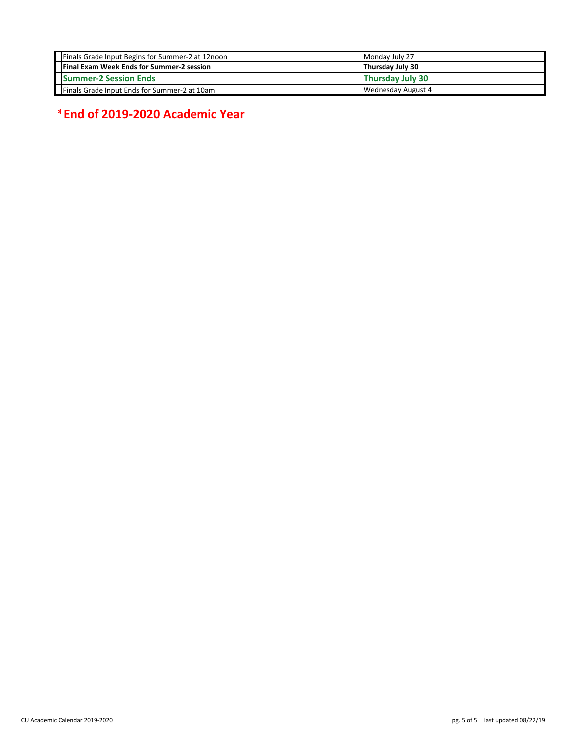| | |
|---|---|
| Finals Grade Input Begins for Summer-2 at 12noon | Monday July 27 |
| **Final Exam Week Ends for Summer-2 session** | **Thursday July 30** |
| **Summer-2 Session Ends** | **Thursday July 30** |
| Finals Grade Input Ends for Summer-2 at 10am | Wednesday August 4 |

## * End of 2019-2020 Academic Year